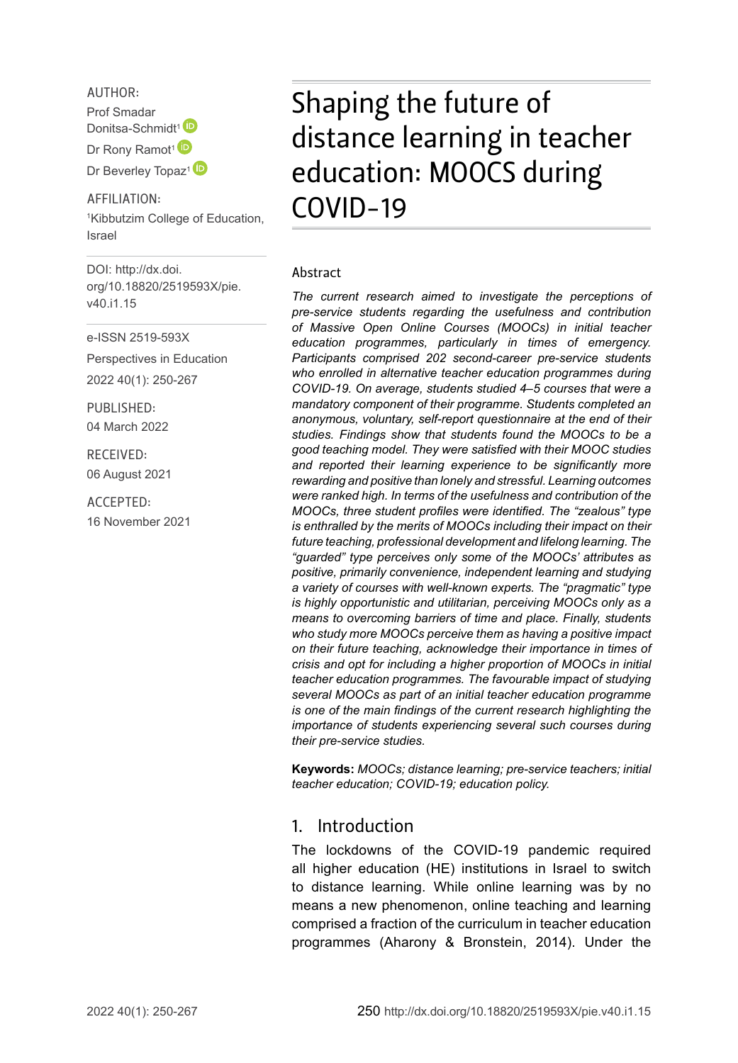# Shaping the future of distance learning in teacher education: MOOCS during COVID-19

AUTHOR:

Prof Smadar Donitsa-Schmidt[1]

Dr Rony Ramot[1]

Dr Beverley Topaz[1]

AFFILIATION:

[1]Kibbutzim College of Education, Israel

DOI: http://dx.doi.org/10.18820/2519593X/pie.v40.i1.15

e-ISSN 2519-593X

Perspectives in Education

2022 40(1): 250-267

PUBLISHED:

04 March 2022

RECEIVED:

06 August 2021

ACCEPTED:

16 November 2021

## Abstract

*The current research aimed to investigate the perceptions of pre-service students regarding the usefulness and contribution of Massive Open Online Courses (MOOCs) in initial teacher education programmes, particularly in times of emergency. Participants comprised 202 second-career pre-service students who enrolled in alternative teacher education programmes during COVID-19. On average, students studied 4–5 courses that were a mandatory component of their programme. Students completed an anonymous, voluntary, self-report questionnaire at the end of their studies. Findings show that students found the MOOCs to be a good teaching model. They were satisfied with their MOOC studies and reported their learning experience to be significantly more rewarding and positive than lonely and stressful. Learning outcomes were ranked high. In terms of the usefulness and contribution of the MOOCs, three student profiles were identified. The "zealous" type is enthralled by the merits of MOOCs including their impact on their future teaching, professional development and lifelong learning. The "guarded" type perceives only some of the MOOCs' attributes as positive, primarily convenience, independent learning and studying a variety of courses with well-known experts. The "pragmatic" type is highly opportunistic and utilitarian, perceiving MOOCs only as a means to overcoming barriers of time and place. Finally, students who study more MOOCs perceive them as having a positive impact on their future teaching, acknowledge their importance in times of crisis and opt for including a higher proportion of MOOCs in initial teacher education programmes. The favourable impact of studying several MOOCs as part of an initial teacher education programme is one of the main findings of the current research highlighting the importance of students experiencing several such courses during their pre-service studies.*

**Keywords:** *MOOCs; distance learning; pre-service teachers; initial teacher education; COVID-19; education policy.*

## 1. Introduction

The lockdowns of the COVID-19 pandemic required all higher education (HE) institutions in Israel to switch to distance learning. While online learning was by no means a new phenomenon, online teaching and learning comprised a fraction of the curriculum in teacher education programmes (Aharony & Bronstein, 2014). Under the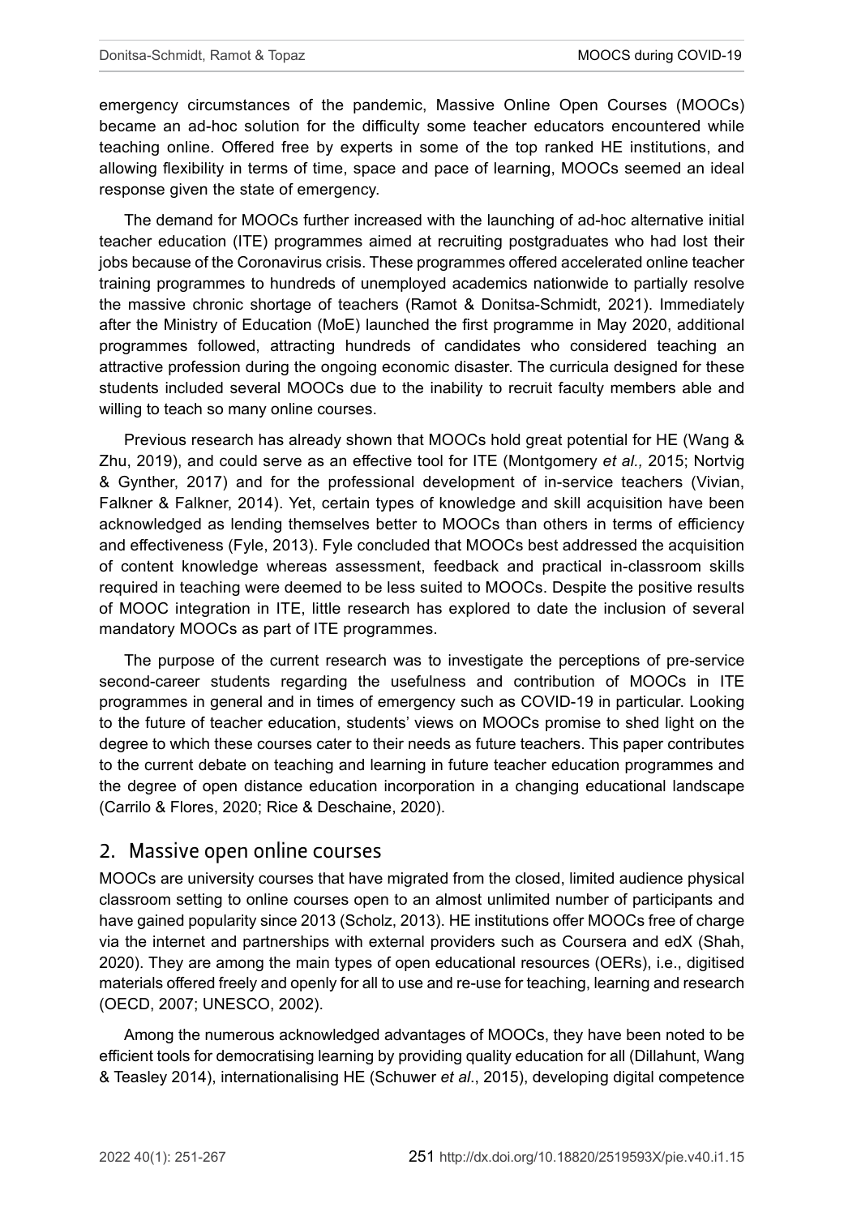emergency circumstances of the pandemic, Massive Online Open Courses (MOOCs) became an ad-hoc solution for the difficulty some teacher educators encountered while teaching online. Offered free by experts in some of the top ranked HE institutions, and allowing flexibility in terms of time, space and pace of learning, MOOCs seemed an ideal response given the state of emergency.

The demand for MOOCs further increased with the launching of ad-hoc alternative initial teacher education (ITE) programmes aimed at recruiting postgraduates who had lost their jobs because of the Coronavirus crisis. These programmes offered accelerated online teacher training programmes to hundreds of unemployed academics nationwide to partially resolve the massive chronic shortage of teachers (Ramot & Donitsa-Schmidt, 2021). Immediately after the Ministry of Education (MoE) launched the first programme in May 2020, additional programmes followed, attracting hundreds of candidates who considered teaching an attractive profession during the ongoing economic disaster. The curricula designed for these students included several MOOCs due to the inability to recruit faculty members able and willing to teach so many online courses.

Previous research has already shown that MOOCs hold great potential for HE (Wang & Zhu, 2019), and could serve as an effective tool for ITE (Montgomery *et al.,* 2015; Nortvig & Gynther, 2017) and for the professional development of in-service teachers (Vivian, Falkner & Falkner, 2014). Yet, certain types of knowledge and skill acquisition have been acknowledged as lending themselves better to MOOCs than others in terms of efficiency and effectiveness (Fyle, 2013). Fyle concluded that MOOCs best addressed the acquisition of content knowledge whereas assessment, feedback and practical in-classroom skills required in teaching were deemed to be less suited to MOOCs. Despite the positive results of MOOC integration in ITE, little research has explored to date the inclusion of several mandatory MOOCs as part of ITE programmes.

The purpose of the current research was to investigate the perceptions of pre-service second-career students regarding the usefulness and contribution of MOOCs in ITE programmes in general and in times of emergency such as COVID-19 in particular. Looking to the future of teacher education, students' views on MOOCs promise to shed light on the degree to which these courses cater to their needs as future teachers. This paper contributes to the current debate on teaching and learning in future teacher education programmes and the degree of open distance education incorporation in a changing educational landscape (Carrilo & Flores, 2020; Rice & Deschaine, 2020).

## 2. Massive open online courses

MOOCs are university courses that have migrated from the closed, limited audience physical classroom setting to online courses open to an almost unlimited number of participants and have gained popularity since 2013 (Scholz, 2013). HE institutions offer MOOCs free of charge via the internet and partnerships with external providers such as Coursera and edX (Shah, 2020). They are among the main types of open educational resources (OERs), i.e., digitised materials offered freely and openly for all to use and re-use for teaching, learning and research (OECD, 2007; UNESCO, 2002).

Among the numerous acknowledged advantages of MOOCs, they have been noted to be efficient tools for democratising learning by providing quality education for all (Dillahunt, Wang & Teasley 2014), internationalising HE (Schuwer *et al*., 2015), developing digital competence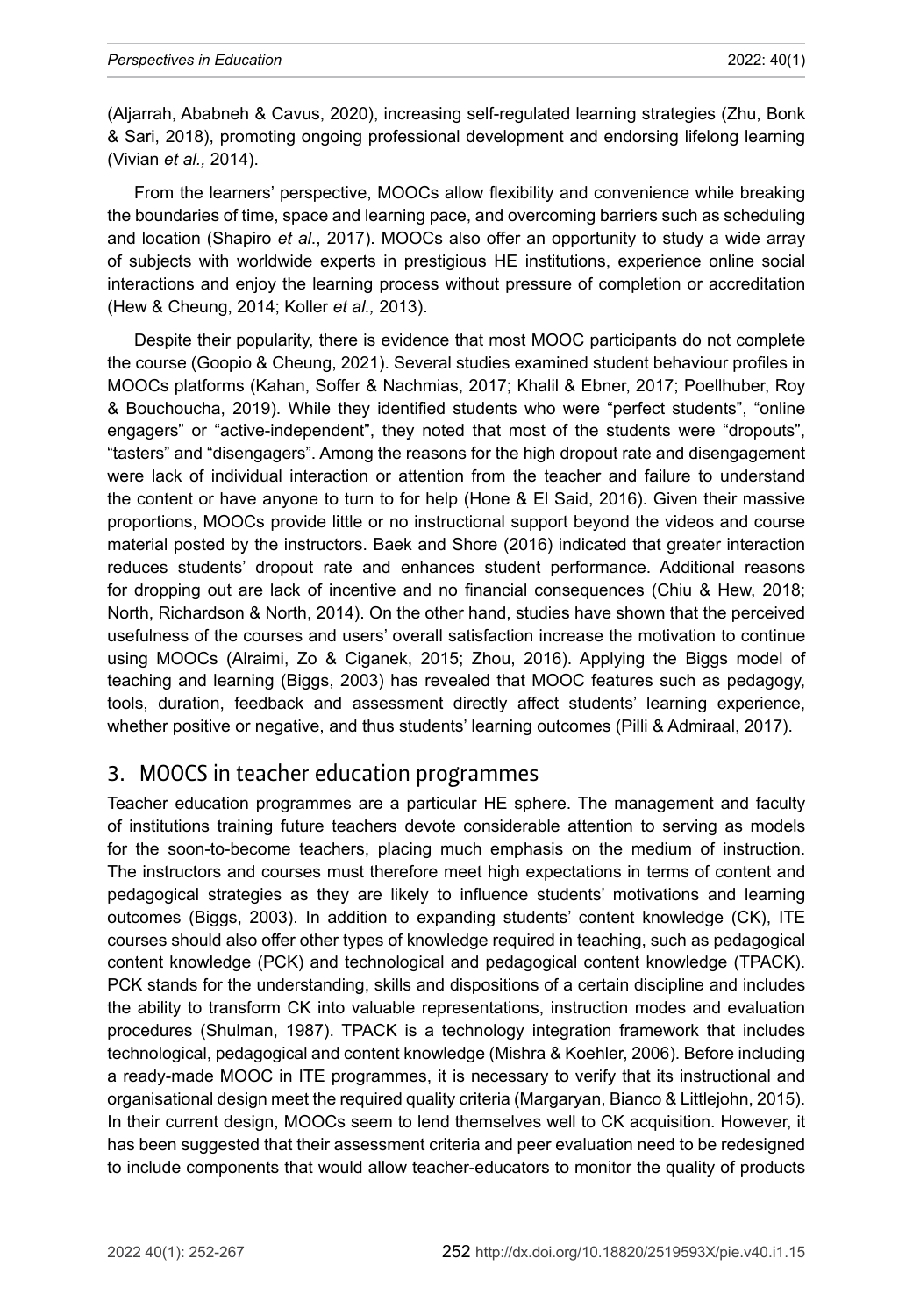(Aljarrah, Ababneh & Cavus, 2020), increasing self-regulated learning strategies (Zhu, Bonk & Sari, 2018), promoting ongoing professional development and endorsing lifelong learning (Vivian *et al.,* 2014).

From the learners' perspective, MOOCs allow flexibility and convenience while breaking the boundaries of time, space and learning pace, and overcoming barriers such as scheduling and location (Shapiro *et al*., 2017). MOOCs also offer an opportunity to study a wide array of subjects with worldwide experts in prestigious HE institutions, experience online social interactions and enjoy the learning process without pressure of completion or accreditation (Hew & Cheung, 2014; Koller *et al.,* 2013).

Despite their popularity, there is evidence that most MOOC participants do not complete the course (Goopio & Cheung, 2021). Several studies examined student behaviour profiles in MOOCs platforms (Kahan, Soffer & Nachmias, 2017; Khalil & Ebner, 2017; Poellhuber, Roy & Bouchoucha, 2019). While they identified students who were "perfect students", "online engagers" or "active-independent", they noted that most of the students were "dropouts", "tasters" and "disengagers". Among the reasons for the high dropout rate and disengagement were lack of individual interaction or attention from the teacher and failure to understand the content or have anyone to turn to for help (Hone & El Said, 2016). Given their massive proportions, MOOCs provide little or no instructional support beyond the videos and course material posted by the instructors. Baek and Shore (2016) indicated that greater interaction reduces students' dropout rate and enhances student performance. Additional reasons for dropping out are lack of incentive and no financial consequences (Chiu & Hew, 2018; North, Richardson & North, 2014). On the other hand, studies have shown that the perceived usefulness of the courses and users' overall satisfaction increase the motivation to continue using MOOCs (Alraimi, Zo & Ciganek, 2015; Zhou, 2016). Applying the Biggs model of teaching and learning (Biggs, 2003) has revealed that MOOC features such as pedagogy, tools, duration, feedback and assessment directly affect students' learning experience, whether positive or negative, and thus students' learning outcomes (Pilli & Admiraal, 2017).

## 3. MOOCS in teacher education programmes

Teacher education programmes are a particular HE sphere. The management and faculty of institutions training future teachers devote considerable attention to serving as models for the soon-to-become teachers, placing much emphasis on the medium of instruction. The instructors and courses must therefore meet high expectations in terms of content and pedagogical strategies as they are likely to influence students' motivations and learning outcomes (Biggs, 2003). In addition to expanding students' content knowledge (CK), ITE courses should also offer other types of knowledge required in teaching, such as pedagogical content knowledge (PCK) and technological and pedagogical content knowledge (TPACK). PCK stands for the understanding, skills and dispositions of a certain discipline and includes the ability to transform CK into valuable representations, instruction modes and evaluation procedures (Shulman, 1987). TPACK is a technology integration framework that includes technological, pedagogical and content knowledge (Mishra & Koehler, 2006). Before including a ready-made MOOC in ITE programmes, it is necessary to verify that its instructional and organisational design meet the required quality criteria (Margaryan, Bianco & Littlejohn, 2015). In their current design, MOOCs seem to lend themselves well to CK acquisition. However, it has been suggested that their assessment criteria and peer evaluation need to be redesigned to include components that would allow teacher-educators to monitor the quality of products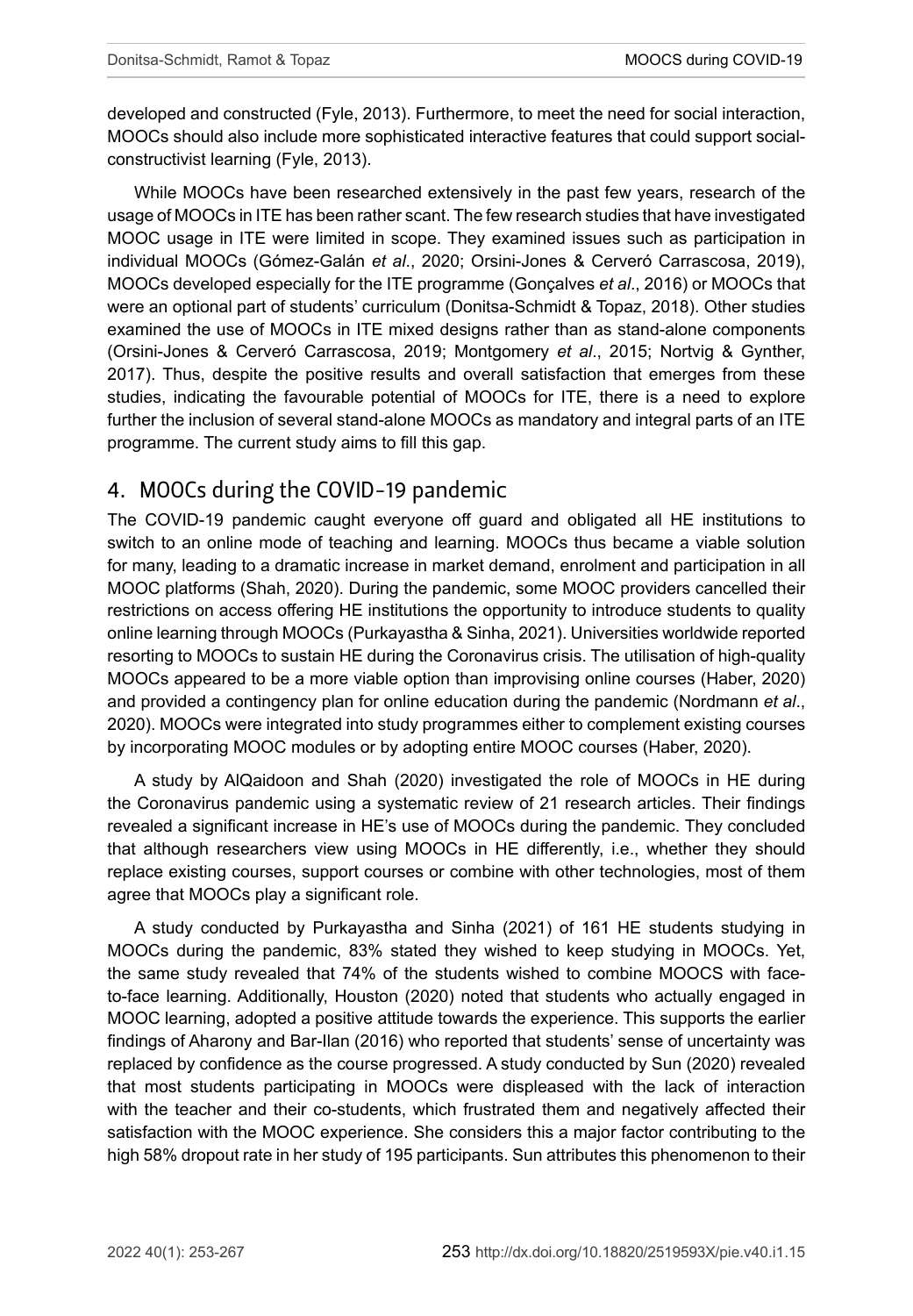developed and constructed (Fyle, 2013). Furthermore, to meet the need for social interaction, MOOCs should also include more sophisticated interactive features that could support social-constructivist learning (Fyle, 2013).

While MOOCs have been researched extensively in the past few years, research of the usage of MOOCs in ITE has been rather scant. The few research studies that have investigated MOOC usage in ITE were limited in scope. They examined issues such as participation in individual MOOCs (Gómez-Galán *et al*., 2020; Orsini-Jones & Cerveró Carrascosa, 2019), MOOCs developed especially for the ITE programme (Gonçalves *et al*., 2016) or MOOCs that were an optional part of students' curriculum (Donitsa-Schmidt & Topaz, 2018). Other studies examined the use of MOOCs in ITE mixed designs rather than as stand-alone components (Orsini-Jones & Cerveró Carrascosa, 2019; Montgomery *et al*., 2015; Nortvig & Gynther, 2017). Thus, despite the positive results and overall satisfaction that emerges from these studies, indicating the favourable potential of MOOCs for ITE, there is a need to explore further the inclusion of several stand-alone MOOCs as mandatory and integral parts of an ITE programme. The current study aims to fill this gap.

## 4. MOOCs during the COVID-19 pandemic

The COVID-19 pandemic caught everyone off guard and obligated all HE institutions to switch to an online mode of teaching and learning. MOOCs thus became a viable solution for many, leading to a dramatic increase in market demand, enrolment and participation in all MOOC platforms (Shah, 2020). During the pandemic, some MOOC providers cancelled their restrictions on access offering HE institutions the opportunity to introduce students to quality online learning through MOOCs (Purkayastha & Sinha, 2021). Universities worldwide reported resorting to MOOCs to sustain HE during the Coronavirus crisis. The utilisation of high-quality MOOCs appeared to be a more viable option than improvising online courses (Haber, 2020) and provided a contingency plan for online education during the pandemic (Nordmann *et al*., 2020). MOOCs were integrated into study programmes either to complement existing courses by incorporating MOOC modules or by adopting entire MOOC courses (Haber, 2020).

A study by AlQaidoon and Shah (2020) investigated the role of MOOCs in HE during the Coronavirus pandemic using a systematic review of 21 research articles. Their findings revealed a significant increase in HE's use of MOOCs during the pandemic. They concluded that although researchers view using MOOCs in HE differently, i.e., whether they should replace existing courses, support courses or combine with other technologies, most of them agree that MOOCs play a significant role.

A study conducted by Purkayastha and Sinha (2021) of 161 HE students studying in MOOCs during the pandemic, 83% stated they wished to keep studying in MOOCs. Yet, the same study revealed that 74% of the students wished to combine MOOCS with face-to-face learning. Additionally, Houston (2020) noted that students who actually engaged in MOOC learning, adopted a positive attitude towards the experience. This supports the earlier findings of Aharony and Bar-Ilan (2016) who reported that students' sense of uncertainty was replaced by confidence as the course progressed. A study conducted by Sun (2020) revealed that most students participating in MOOCs were displeased with the lack of interaction with the teacher and their co-students, which frustrated them and negatively affected their satisfaction with the MOOC experience. She considers this a major factor contributing to the high 58% dropout rate in her study of 195 participants. Sun attributes this phenomenon to their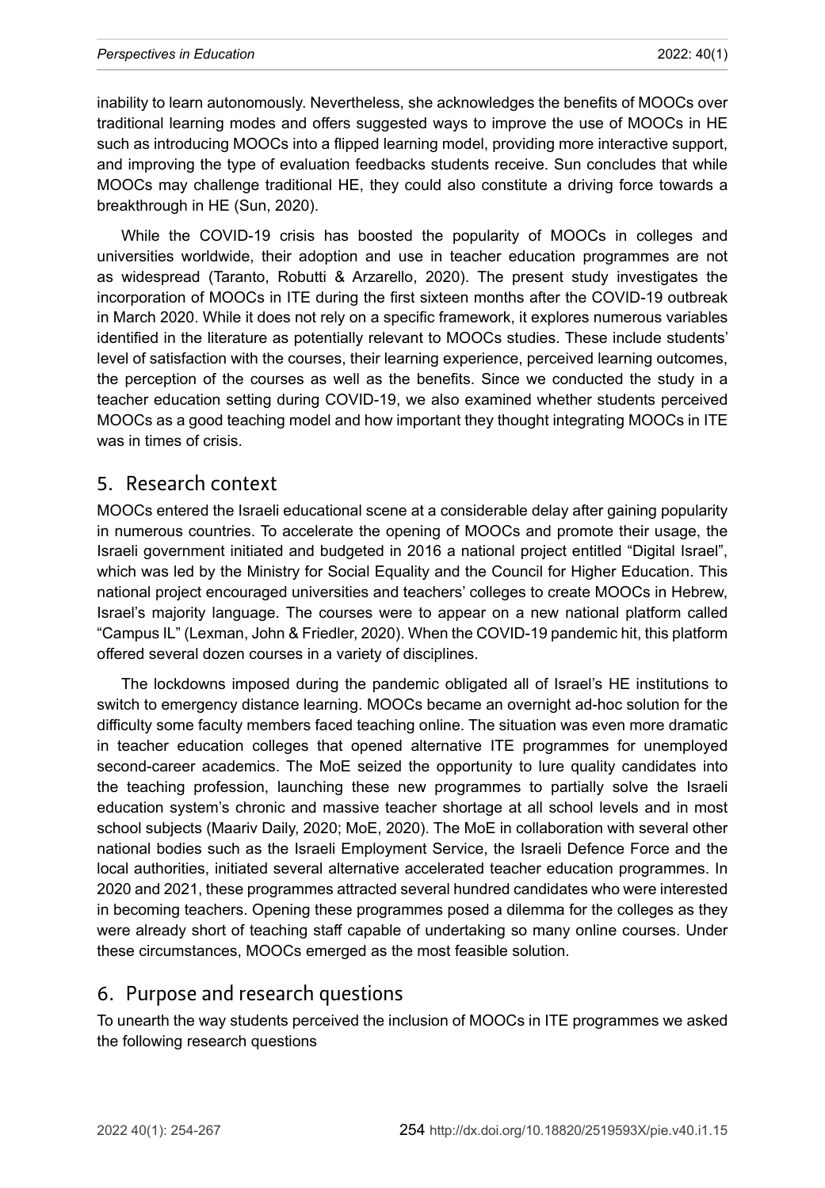inability to learn autonomously. Nevertheless, she acknowledges the benefits of MOOCs over traditional learning modes and offers suggested ways to improve the use of MOOCs in HE such as introducing MOOCs into a flipped learning model, providing more interactive support, and improving the type of evaluation feedbacks students receive. Sun concludes that while MOOCs may challenge traditional HE, they could also constitute a driving force towards a breakthrough in HE (Sun, 2020).

While the COVID-19 crisis has boosted the popularity of MOOCs in colleges and universities worldwide, their adoption and use in teacher education programmes are not as widespread (Taranto, Robutti & Arzarello, 2020). The present study investigates the incorporation of MOOCs in ITE during the first sixteen months after the COVID-19 outbreak in March 2020. While it does not rely on a specific framework, it explores numerous variables identified in the literature as potentially relevant to MOOCs studies. These include students' level of satisfaction with the courses, their learning experience, perceived learning outcomes, the perception of the courses as well as the benefits. Since we conducted the study in a teacher education setting during COVID-19, we also examined whether students perceived MOOCs as a good teaching model and how important they thought integrating MOOCs in ITE was in times of crisis.

## 5. Research context

MOOCs entered the Israeli educational scene at a considerable delay after gaining popularity in numerous countries. To accelerate the opening of MOOCs and promote their usage, the Israeli government initiated and budgeted in 2016 a national project entitled "Digital Israel", which was led by the Ministry for Social Equality and the Council for Higher Education. This national project encouraged universities and teachers' colleges to create MOOCs in Hebrew, Israel's majority language. The courses were to appear on a new national platform called "Campus IL" (Lexman, John & Friedler, 2020). When the COVID-19 pandemic hit, this platform offered several dozen courses in a variety of disciplines.

The lockdowns imposed during the pandemic obligated all of Israel's HE institutions to switch to emergency distance learning. MOOCs became an overnight ad-hoc solution for the difficulty some faculty members faced teaching online. The situation was even more dramatic in teacher education colleges that opened alternative ITE programmes for unemployed second-career academics. The MoE seized the opportunity to lure quality candidates into the teaching profession, launching these new programmes to partially solve the Israeli education system's chronic and massive teacher shortage at all school levels and in most school subjects (Maariv Daily, 2020; MoE, 2020). The MoE in collaboration with several other national bodies such as the Israeli Employment Service, the Israeli Defence Force and the local authorities, initiated several alternative accelerated teacher education programmes. In 2020 and 2021, these programmes attracted several hundred candidates who were interested in becoming teachers. Opening these programmes posed a dilemma for the colleges as they were already short of teaching staff capable of undertaking so many online courses. Under these circumstances, MOOCs emerged as the most feasible solution.

## 6. Purpose and research questions

To unearth the way students perceived the inclusion of MOOCs in ITE programmes we asked the following research questions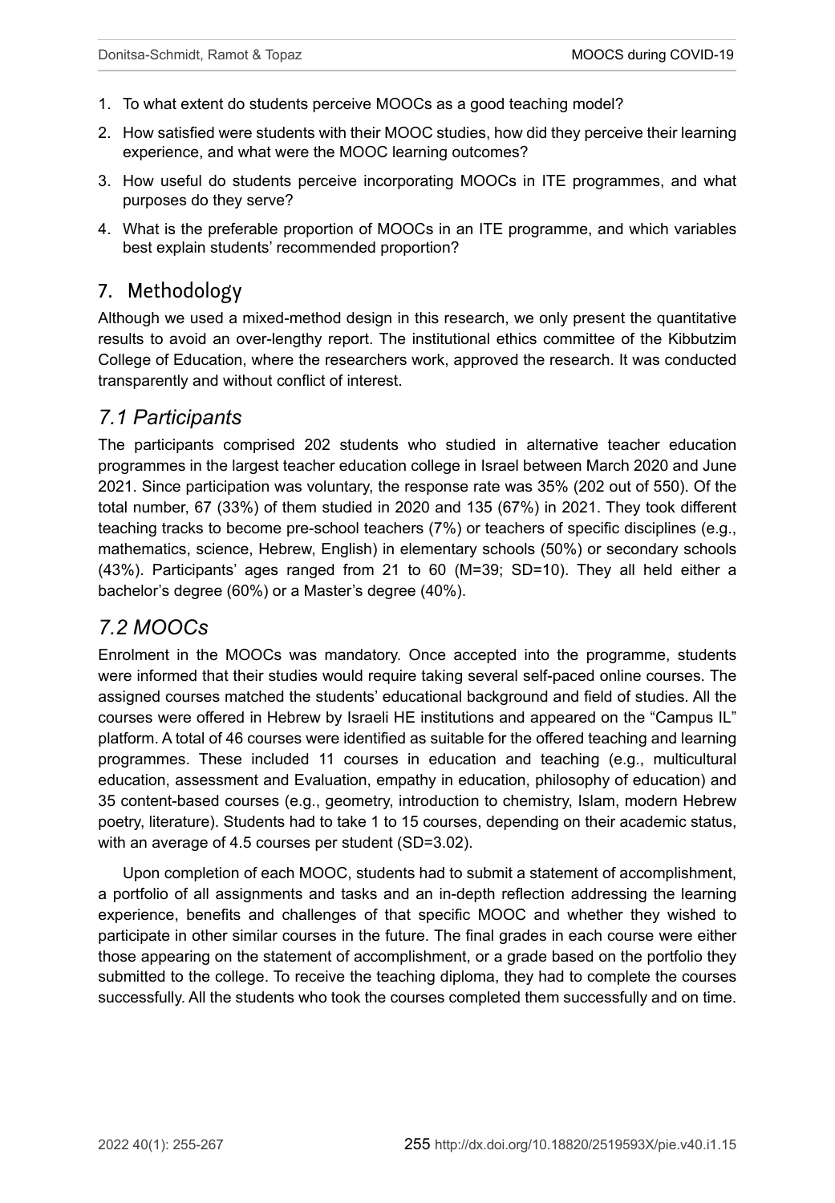1. To what extent do students perceive MOOCs as a good teaching model?
2. How satisfied were students with their MOOC studies, how did they perceive their learning experience, and what were the MOOC learning outcomes?
3. How useful do students perceive incorporating MOOCs in ITE programmes, and what purposes do they serve?
4. What is the preferable proportion of MOOCs in an ITE programme, and which variables best explain students' recommended proportion?

## 7. Methodology

Although we used a mixed-method design in this research, we only present the quantitative results to avoid an over-lengthy report. The institutional ethics committee of the Kibbutzim College of Education, where the researchers work, approved the research. It was conducted transparently and without conflict of interest.

### *7.1 Participants*

The participants comprised 202 students who studied in alternative teacher education programmes in the largest teacher education college in Israel between March 2020 and June 2021. Since participation was voluntary, the response rate was 35% (202 out of 550). Of the total number, 67 (33%) of them studied in 2020 and 135 (67%) in 2021. They took different teaching tracks to become pre-school teachers (7%) or teachers of specific disciplines (e.g., mathematics, science, Hebrew, English) in elementary schools (50%) or secondary schools (43%). Participants' ages ranged from 21 to 60 (M=39; SD=10). They all held either a bachelor's degree (60%) or a Master's degree (40%).

### *7.2 MOOCs*

Enrolment in the MOOCs was mandatory. Once accepted into the programme, students were informed that their studies would require taking several self-paced online courses. The assigned courses matched the students' educational background and field of studies. All the courses were offered in Hebrew by Israeli HE institutions and appeared on the "Campus IL" platform. A total of 46 courses were identified as suitable for the offered teaching and learning programmes. These included 11 courses in education and teaching (e.g., multicultural education, assessment and Evaluation, empathy in education, philosophy of education) and 35 content-based courses (e.g., geometry, introduction to chemistry, Islam, modern Hebrew poetry, literature). Students had to take 1 to 15 courses, depending on their academic status, with an average of 4.5 courses per student (SD=3.02).

Upon completion of each MOOC, students had to submit a statement of accomplishment, a portfolio of all assignments and tasks and an in-depth reflection addressing the learning experience, benefits and challenges of that specific MOOC and whether they wished to participate in other similar courses in the future. The final grades in each course were either those appearing on the statement of accomplishment, or a grade based on the portfolio they submitted to the college. To receive the teaching diploma, they had to complete the courses successfully. All the students who took the courses completed them successfully and on time.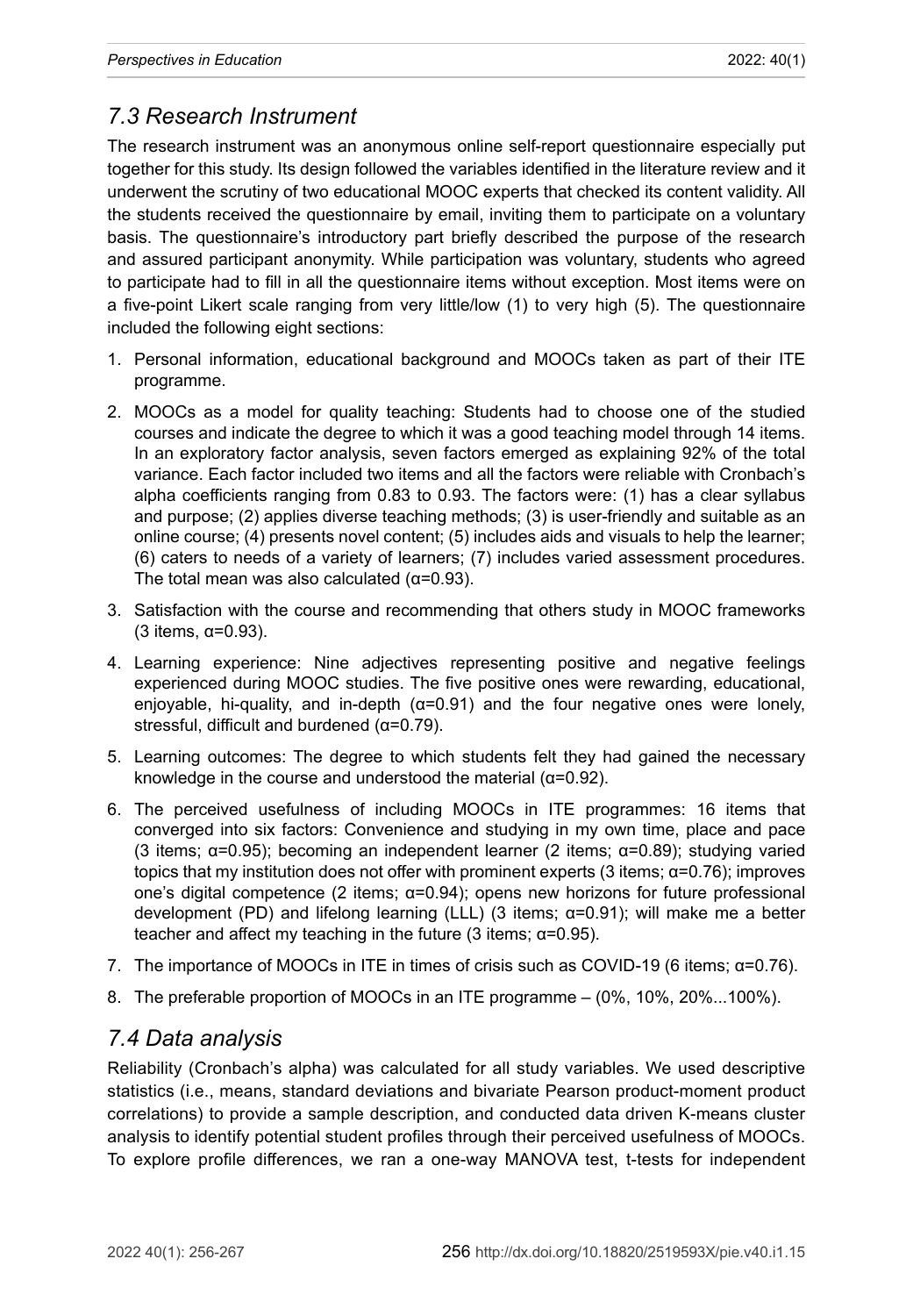## *7.3 Research Instrument*

The research instrument was an anonymous online self-report questionnaire especially put together for this study. Its design followed the variables identified in the literature review and it underwent the scrutiny of two educational MOOC experts that checked its content validity. All the students received the questionnaire by email, inviting them to participate on a voluntary basis. The questionnaire's introductory part briefly described the purpose of the research and assured participant anonymity. While participation was voluntary, students who agreed to participate had to fill in all the questionnaire items without exception. Most items were on a five-point Likert scale ranging from very little/low (1) to very high (5). The questionnaire included the following eight sections:

1. Personal information, educational background and MOOCs taken as part of their ITE programme.
2. MOOCs as a model for quality teaching: Students had to choose one of the studied courses and indicate the degree to which it was a good teaching model through 14 items. In an exploratory factor analysis, seven factors emerged as explaining 92% of the total variance. Each factor included two items and all the factors were reliable with Cronbach's alpha coefficients ranging from 0.83 to 0.93. The factors were: (1) has a clear syllabus and purpose; (2) applies diverse teaching methods; (3) is user-friendly and suitable as an online course; (4) presents novel content; (5) includes aids and visuals to help the learner; (6) caters to needs of a variety of learners; (7) includes varied assessment procedures. The total mean was also calculated ($\alpha$=0.93).
3. Satisfaction with the course and recommending that others study in MOOC frameworks (3 items, $\alpha$=0.93).
4. Learning experience: Nine adjectives representing positive and negative feelings experienced during MOOC studies. The five positive ones were rewarding, educational, enjoyable, hi-quality, and in-depth ($\alpha$=0.91) and the four negative ones were lonely, stressful, difficult and burdened ($\alpha$=0.79).
5. Learning outcomes: The degree to which students felt they had gained the necessary knowledge in the course and understood the material ($\alpha$=0.92).
6. The perceived usefulness of including MOOCs in ITE programmes: 16 items that converged into six factors: Convenience and studying in my own time, place and pace (3 items; $\alpha$=0.95); becoming an independent learner (2 items; $\alpha$=0.89); studying varied topics that my institution does not offer with prominent experts (3 items; $\alpha$=0.76); improves one's digital competence (2 items; $\alpha$=0.94); opens new horizons for future professional development (PD) and lifelong learning (LLL) (3 items; $\alpha$=0.91); will make me a better teacher and affect my teaching in the future (3 items; $\alpha$=0.95).
7. The importance of MOOCs in ITE in times of crisis such as COVID-19 (6 items; $\alpha$=0.76).
8. The preferable proportion of MOOCs in an ITE programme – (0%, 10%, 20%...100%).

## *7.4 Data analysis*

Reliability (Cronbach's alpha) was calculated for all study variables. We used descriptive statistics (i.e., means, standard deviations and bivariate Pearson product-moment product correlations) to provide a sample description, and conducted data driven K-means cluster analysis to identify potential student profiles through their perceived usefulness of MOOCs. To explore profile differences, we ran a one-way MANOVA test, t-tests for independent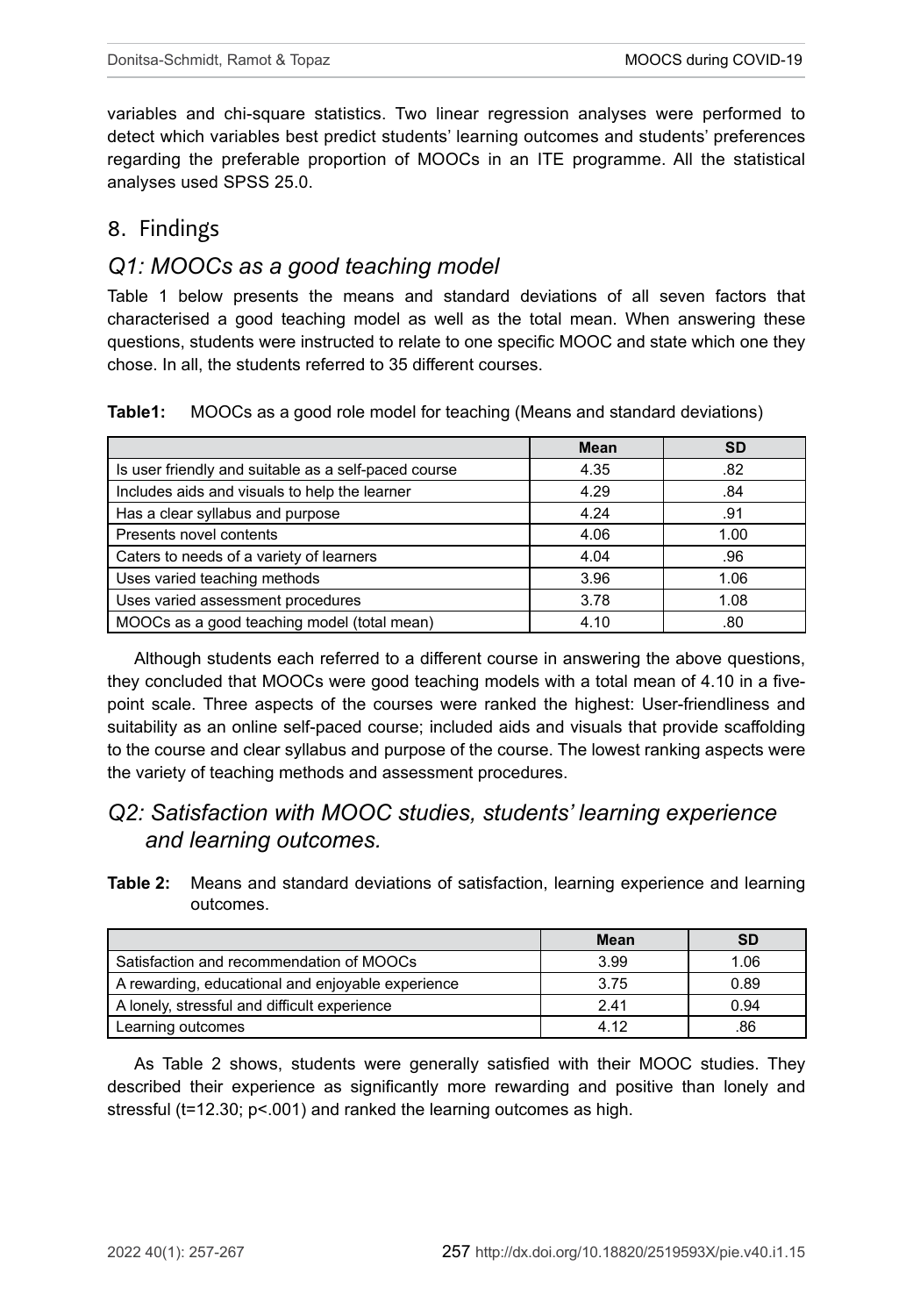variables and chi-square statistics. Two linear regression analyses were performed to detect which variables best predict students' learning outcomes and students' preferences regarding the preferable proportion of MOOCs in an ITE programme. All the statistical analyses used SPSS 25.0.

## 8. Findings

### *Q1: MOOCs as a good teaching model*

Table 1 below presents the means and standard deviations of all seven factors that characterised a good teaching model as well as the total mean. When answering these questions, students were instructed to relate to one specific MOOC and state which one they chose. In all, the students referred to 35 different courses.

**Table1:** MOOCs as a good role model for teaching (Means and standard deviations)

| | **Mean** | **SD** |
|---|---|---|
| Is user friendly and suitable as a self-paced course | 4.35 | .82 |
| Includes aids and visuals to help the learner | 4.29 | .84 |
| Has a clear syllabus and purpose | 4.24 | .91 |
| Presents novel contents | 4.06 | 1.00 |
| Caters to needs of a variety of learners | 4.04 | .96 |
| Uses varied teaching methods | 3.96 | 1.06 |
| Uses varied assessment procedures | 3.78 | 1.08 |
| MOOCs as a good teaching model (total mean) | 4.10 | .80 |

Although students each referred to a different course in answering the above questions, they concluded that MOOCs were good teaching models with a total mean of 4.10 in a five-point scale. Three aspects of the courses were ranked the highest: User-friendliness and suitability as an online self-paced course; included aids and visuals that provide scaffolding to the course and clear syllabus and purpose of the course. The lowest ranking aspects were the variety of teaching methods and assessment procedures.

### *Q2: Satisfaction with MOOC studies, students' learning experience and learning outcomes.*

**Table 2:** Means and standard deviations of satisfaction, learning experience and learning outcomes.

| | **Mean** | **SD** |
|---|---|---|
| Satisfaction and recommendation of MOOCs | 3.99 | 1.06 |
| A rewarding, educational and enjoyable experience | 3.75 | 0.89 |
| A lonely, stressful and difficult experience | 2.41 | 0.94 |
| Learning outcomes | 4.12 | .86 |

As Table 2 shows, students were generally satisfied with their MOOC studies. They described their experience as significantly more rewarding and positive than lonely and stressful ($t=12.30$; $p<.001$) and ranked the learning outcomes as high.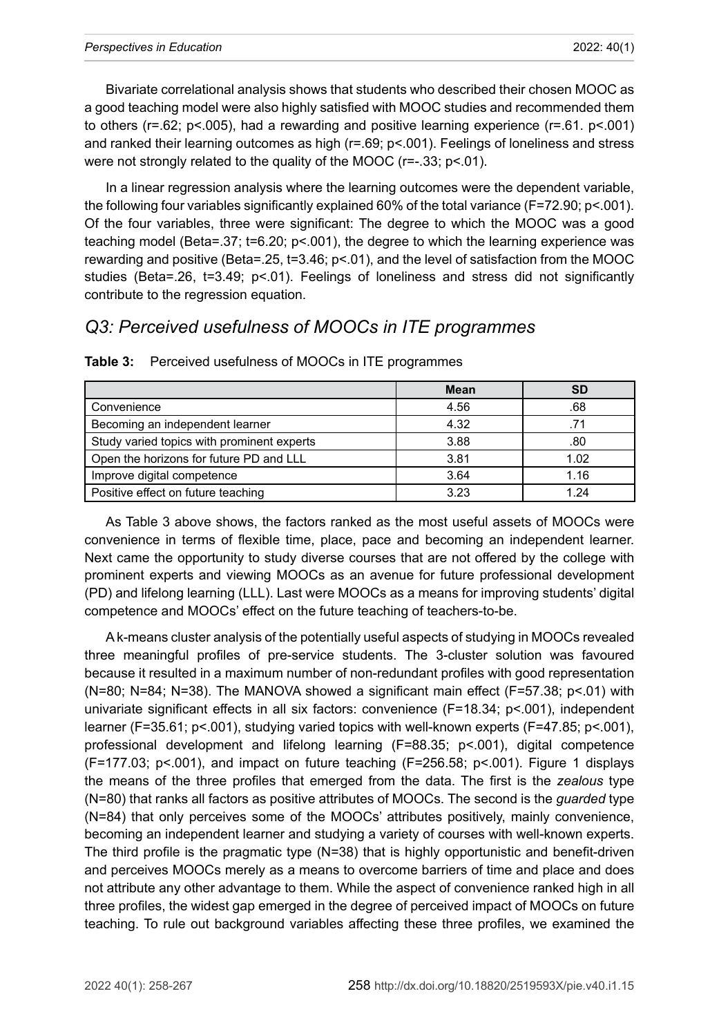Bivariate correlational analysis shows that students who described their chosen MOOC as a good teaching model were also highly satisfied with MOOC studies and recommended them to others ($r=.62$; $p<.005$), had a rewarding and positive learning experience ($r=.61$. $p<.001$) and ranked their learning outcomes as high ($r=.69$; $p<.001$). Feelings of loneliness and stress were not strongly related to the quality of the MOOC ($r=-.33$; $p<.01$).

In a linear regression analysis where the learning outcomes were the dependent variable, the following four variables significantly explained 60% of the total variance ($F=72.90$; $p<.001$). Of the four variables, three were significant: The degree to which the MOOC was a good teaching model (Beta=.37; $t=6.20$; $p<.001$), the degree to which the learning experience was rewarding and positive (Beta=.25, $t=3.46$; $p<.01$), and the level of satisfaction from the MOOC studies (Beta=.26, $t=3.49$; $p<.01$). Feelings of loneliness and stress did not significantly contribute to the regression equation.

## *Q3: Perceived usefulness of MOOCs in ITE programmes*

**Table 3:** Perceived usefulness of MOOCs in ITE programmes

| | Mean | SD |
|---|---|---|
| Convenience | 4.56 | .68 |
| Becoming an independent learner | 4.32 | .71 |
| Study varied topics with prominent experts | 3.88 | .80 |
| Open the horizons for future PD and LLL | 3.81 | 1.02 |
| Improve digital competence | 3.64 | 1.16 |
| Positive effect on future teaching | 3.23 | 1.24 |

As Table 3 above shows, the factors ranked as the most useful assets of MOOCs were convenience in terms of flexible time, place, pace and becoming an independent learner. Next came the opportunity to study diverse courses that are not offered by the college with prominent experts and viewing MOOCs as an avenue for future professional development (PD) and lifelong learning (LLL). Last were MOOCs as a means for improving students' digital competence and MOOCs' effect on the future teaching of teachers-to-be.

A k-means cluster analysis of the potentially useful aspects of studying in MOOCs revealed three meaningful profiles of pre-service students. The 3-cluster solution was favoured because it resulted in a maximum number of non-redundant profiles with good representation ($N=80$; $N=84$; $N=38$). The MANOVA showed a significant main effect ($F=57.38$; $p<.01$) with univariate significant effects in all six factors: convenience ($F=18.34$; $p<.001$), independent learner ($F=35.61$; $p<.001$), studying varied topics with well-known experts ($F=47.85$; $p<.001$), professional development and lifelong learning ($F=88.35$; $p<.001$), digital competence ($F=177.03$; $p<.001$), and impact on future teaching ($F=256.58$; $p<.001$). Figure 1 displays the means of the three profiles that emerged from the data. The first is the *zealous* type ($N=80$) that ranks all factors as positive attributes of MOOCs. The second is the *guarded* type ($N=84$) that only perceives some of the MOOCs' attributes positively, mainly convenience, becoming an independent learner and studying a variety of courses with well-known experts. The third profile is the pragmatic type ($N=38$) that is highly opportunistic and benefit-driven and perceives MOOCs merely as a means to overcome barriers of time and place and does not attribute any other advantage to them. While the aspect of convenience ranked high in all three profiles, the widest gap emerged in the degree of perceived impact of MOOCs on future teaching. To rule out background variables affecting these three profiles, we examined the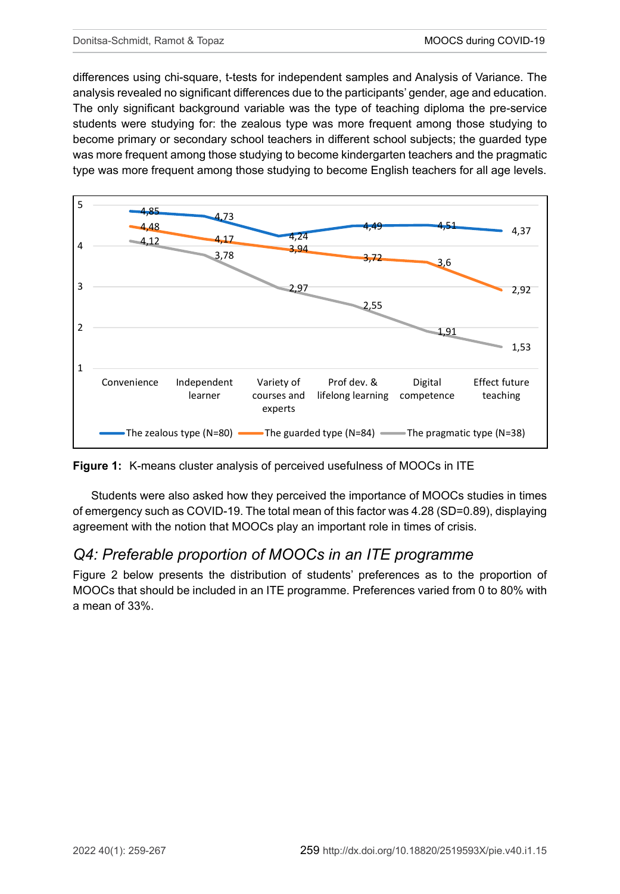differences using chi-square, t-tests for independent samples and Analysis of Variance. The analysis revealed no significant differences due to the participants' gender, age and education. The only significant background variable was the type of teaching diploma the pre-service students were studying for: the zealous type was more frequent among those studying to become primary or secondary school teachers in different school subjects; the guarded type was more frequent among those studying to become kindergarten teachers and the pragmatic type was more frequent among those studying to become English teachers for all age levels.

**Figure 1:** K-means cluster analysis of perceived usefulness of MOOCs in ITE

Students were also asked how they perceived the importance of MOOCs studies in times of emergency such as COVID-19. The total mean of this factor was 4.28 (SD=0.89), displaying agreement with the notion that MOOCs play an important role in times of crisis.

## *Q4: Preferable proportion of MOOCs in an ITE programme*

Figure 2 below presents the distribution of students' preferences as to the proportion of MOOCs that should be included in an ITE programme. Preferences varied from 0 to 80% with a mean of 33%.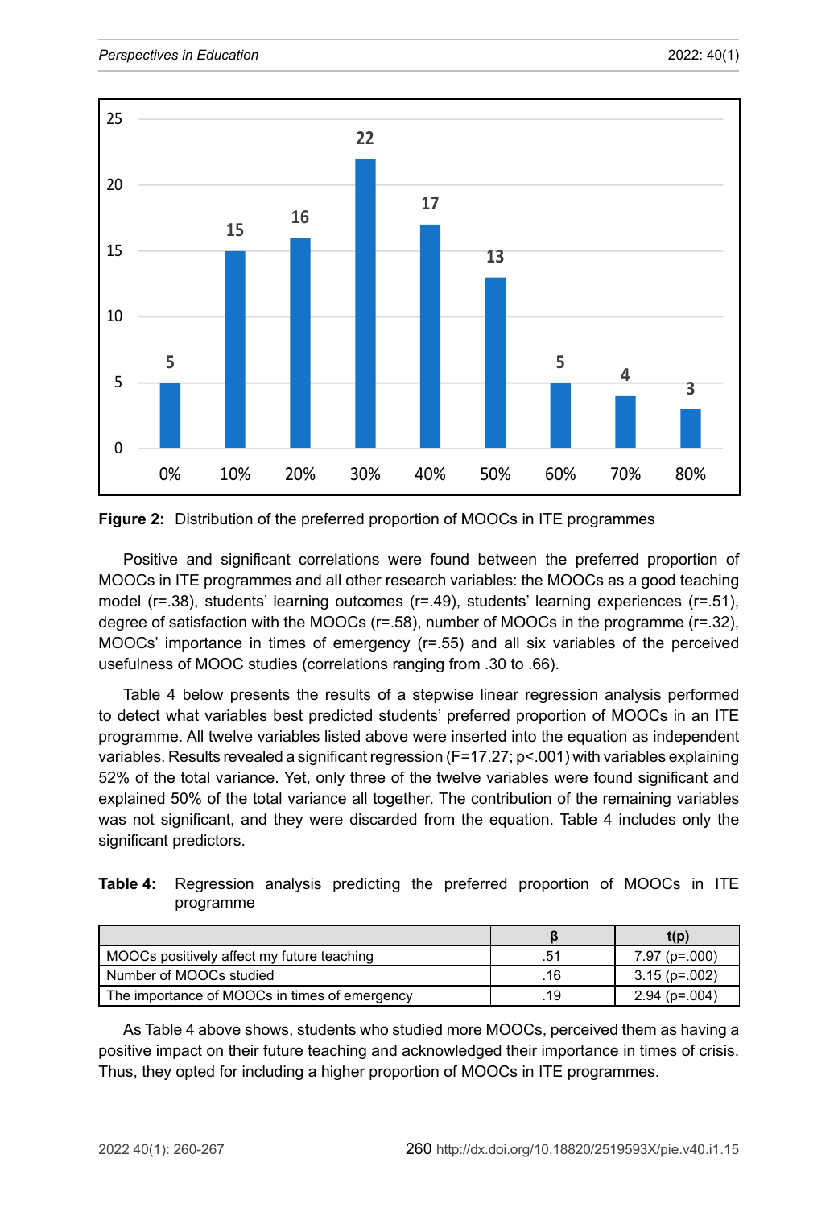**Figure 2:** Distribution of the preferred proportion of MOOCs in ITE programmes

Positive and significant correlations were found between the preferred proportion of MOOCs in ITE programmes and all other research variables: the MOOCs as a good teaching model (r=.38), students' learning outcomes (r=.49), students' learning experiences (r=.51), degree of satisfaction with the MOOCs (r=.58), number of MOOCs in the programme (r=.32), MOOCs' importance in times of emergency (r=.55) and all six variables of the perceived usefulness of MOOC studies (correlations ranging from .30 to .66).

Table 4 below presents the results of a stepwise linear regression analysis performed to detect what variables best predicted students' preferred proportion of MOOCs in an ITE programme. All twelve variables listed above were inserted into the equation as independent variables. Results revealed a significant regression (F=17.27; p<.001) with variables explaining 52% of the total variance. Yet, only three of the twelve variables were found significant and explained 50% of the total variance all together. The contribution of the remaining variables was not significant, and they were discarded from the equation. Table 4 includes only the significant predictors.

**Table 4:** Regression analysis predicting the preferred proportion of MOOCs in ITE programme

| | β | t(p) |
|---|---|---|
| MOOCs positively affect my future teaching | .51 | 7.97 (p=.000) |
| Number of MOOCs studied | .16 | 3.15 (p=.002) |
| The importance of MOOCs in times of emergency | .19 | 2.94 (p=.004) |

As Table 4 above shows, students who studied more MOOCs, perceived them as having a positive impact on their future teaching and acknowledged their importance in times of crisis. Thus, they opted for including a higher proportion of MOOCs in ITE programmes.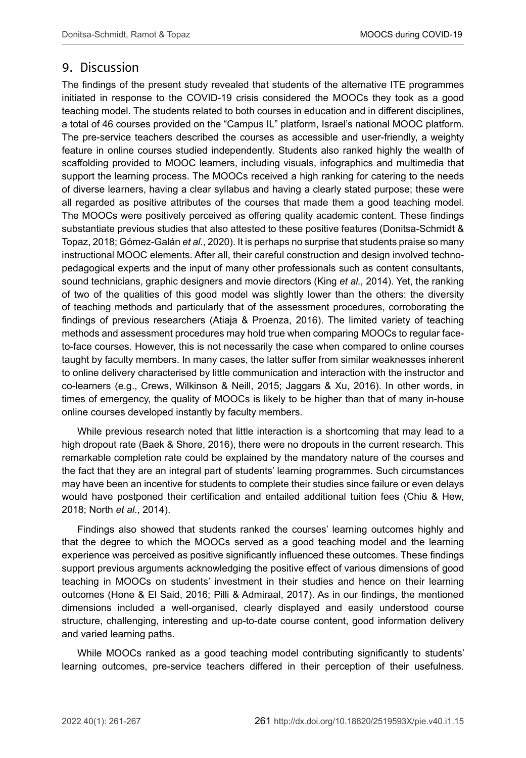## 9. Discussion

The findings of the present study revealed that students of the alternative ITE programmes initiated in response to the COVID-19 crisis considered the MOOCs they took as a good teaching model. The students related to both courses in education and in different disciplines, a total of 46 courses provided on the "Campus IL" platform, Israel's national MOOC platform. The pre-service teachers described the courses as accessible and user-friendly, a weighty feature in online courses studied independently. Students also ranked highly the wealth of scaffolding provided to MOOC learners, including visuals, infographics and multimedia that support the learning process. The MOOCs received a high ranking for catering to the needs of diverse learners, having a clear syllabus and having a clearly stated purpose; these were all regarded as positive attributes of the courses that made them a good teaching model. The MOOCs were positively perceived as offering quality academic content. These findings substantiate previous studies that also attested to these positive features (Donitsa-Schmidt & Topaz, 2018; Gómez-Galán *et al*., 2020). It is perhaps no surprise that students praise so many instructional MOOC elements. After all, their careful construction and design involved techno-pedagogical experts and the input of many other professionals such as content consultants, sound technicians, graphic designers and movie directors (King *et al.,* 2014). Yet, the ranking of two of the qualities of this good model was slightly lower than the others: the diversity of teaching methods and particularly that of the assessment procedures, corroborating the findings of previous researchers (Atiaja & Proenza, 2016). The limited variety of teaching methods and assessment procedures may hold true when comparing MOOCs to regular face-to-face courses. However, this is not necessarily the case when compared to online courses taught by faculty members. In many cases, the latter suffer from similar weaknesses inherent to online delivery characterised by little communication and interaction with the instructor and co-learners (e.g., Crews, Wilkinson & Neill, 2015; Jaggars & Xu, 2016). In other words, in times of emergency, the quality of MOOCs is likely to be higher than that of many in-house online courses developed instantly by faculty members.

While previous research noted that little interaction is a shortcoming that may lead to a high dropout rate (Baek & Shore, 2016), there were no dropouts in the current research. This remarkable completion rate could be explained by the mandatory nature of the courses and the fact that they are an integral part of students' learning programmes. Such circumstances may have been an incentive for students to complete their studies since failure or even delays would have postponed their certification and entailed additional tuition fees (Chiu & Hew, 2018; North *et al*., 2014).

Findings also showed that students ranked the courses' learning outcomes highly and that the degree to which the MOOCs served as a good teaching model and the learning experience was perceived as positive significantly influenced these outcomes. These findings support previous arguments acknowledging the positive effect of various dimensions of good teaching in MOOCs on students' investment in their studies and hence on their learning outcomes (Hone & El Said, 2016; Pilli & Admiraal, 2017). As in our findings, the mentioned dimensions included a well-organised, clearly displayed and easily understood course structure, challenging, interesting and up-to-date course content, good information delivery and varied learning paths.

While MOOCs ranked as a good teaching model contributing significantly to students' learning outcomes, pre-service teachers differed in their perception of their usefulness.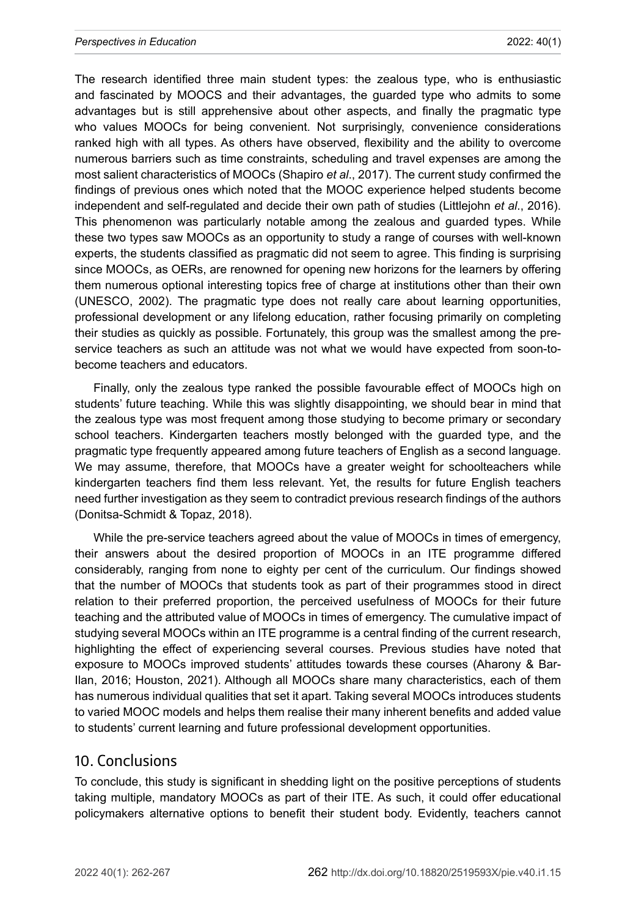The research identified three main student types: the zealous type, who is enthusiastic and fascinated by MOOCS and their advantages, the guarded type who admits to some advantages but is still apprehensive about other aspects, and finally the pragmatic type who values MOOCs for being convenient. Not surprisingly, convenience considerations ranked high with all types. As others have observed, flexibility and the ability to overcome numerous barriers such as time constraints, scheduling and travel expenses are among the most salient characteristics of MOOCs (Shapiro *et al*., 2017). The current study confirmed the findings of previous ones which noted that the MOOC experience helped students become independent and self-regulated and decide their own path of studies (Littlejohn *et al*., 2016). This phenomenon was particularly notable among the zealous and guarded types. While these two types saw MOOCs as an opportunity to study a range of courses with well-known experts, the students classified as pragmatic did not seem to agree. This finding is surprising since MOOCs, as OERs, are renowned for opening new horizons for the learners by offering them numerous optional interesting topics free of charge at institutions other than their own (UNESCO, 2002). The pragmatic type does not really care about learning opportunities, professional development or any lifelong education, rather focusing primarily on completing their studies as quickly as possible. Fortunately, this group was the smallest among the pre-service teachers as such an attitude was not what we would have expected from soon-to-become teachers and educators.

Finally, only the zealous type ranked the possible favourable effect of MOOCs high on students' future teaching. While this was slightly disappointing, we should bear in mind that the zealous type was most frequent among those studying to become primary or secondary school teachers. Kindergarten teachers mostly belonged with the guarded type, and the pragmatic type frequently appeared among future teachers of English as a second language. We may assume, therefore, that MOOCs have a greater weight for schoolteachers while kindergarten teachers find them less relevant. Yet, the results for future English teachers need further investigation as they seem to contradict previous research findings of the authors (Donitsa-Schmidt & Topaz, 2018).

While the pre-service teachers agreed about the value of MOOCs in times of emergency, their answers about the desired proportion of MOOCs in an ITE programme differed considerably, ranging from none to eighty per cent of the curriculum. Our findings showed that the number of MOOCs that students took as part of their programmes stood in direct relation to their preferred proportion, the perceived usefulness of MOOCs for their future teaching and the attributed value of MOOCs in times of emergency. The cumulative impact of studying several MOOCs within an ITE programme is a central finding of the current research, highlighting the effect of experiencing several courses. Previous studies have noted that exposure to MOOCs improved students' attitudes towards these courses (Aharony & Bar-Ilan, 2016; Houston, 2021). Although all MOOCs share many characteristics, each of them has numerous individual qualities that set it apart. Taking several MOOCs introduces students to varied MOOC models and helps them realise their many inherent benefits and added value to students' current learning and future professional development opportunities.

## 10. Conclusions

To conclude, this study is significant in shedding light on the positive perceptions of students taking multiple, mandatory MOOCs as part of their ITE. As such, it could offer educational policymakers alternative options to benefit their student body. Evidently, teachers cannot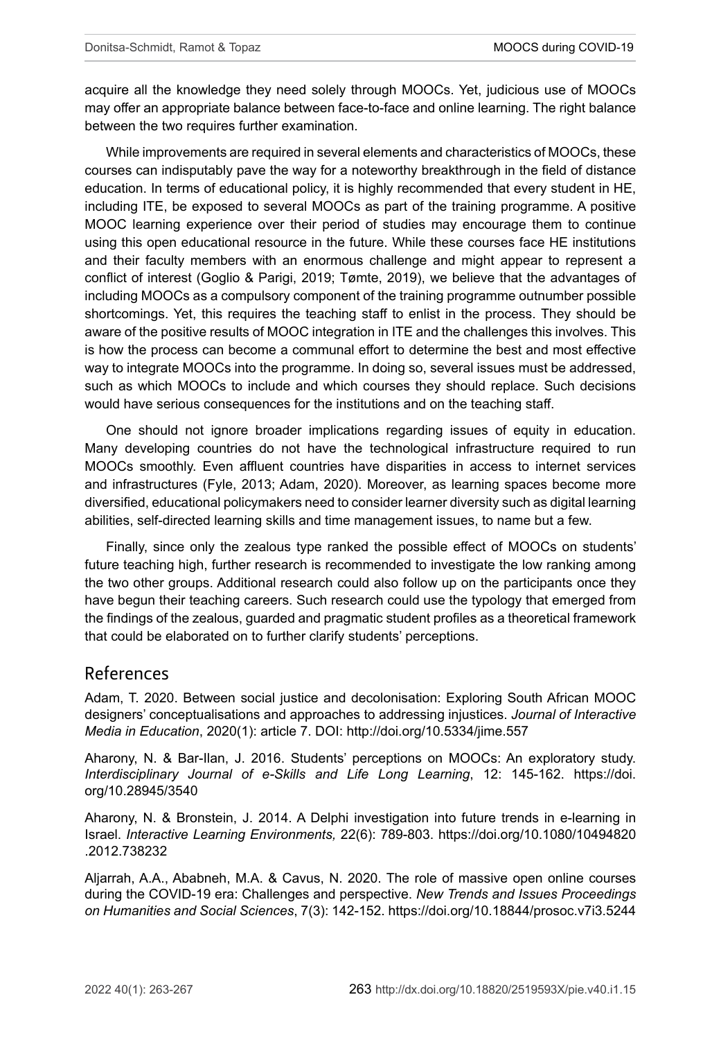acquire all the knowledge they need solely through MOOCs. Yet, judicious use of MOOCs may offer an appropriate balance between face-to-face and online learning. The right balance between the two requires further examination.

While improvements are required in several elements and characteristics of MOOCs, these courses can indisputably pave the way for a noteworthy breakthrough in the field of distance education. In terms of educational policy, it is highly recommended that every student in HE, including ITE, be exposed to several MOOCs as part of the training programme. A positive MOOC learning experience over their period of studies may encourage them to continue using this open educational resource in the future. While these courses face HE institutions and their faculty members with an enormous challenge and might appear to represent a conflict of interest (Goglio & Parigi, 2019; Tømte, 2019), we believe that the advantages of including MOOCs as a compulsory component of the training programme outnumber possible shortcomings. Yet, this requires the teaching staff to enlist in the process. They should be aware of the positive results of MOOC integration in ITE and the challenges this involves. This is how the process can become a communal effort to determine the best and most effective way to integrate MOOCs into the programme. In doing so, several issues must be addressed, such as which MOOCs to include and which courses they should replace. Such decisions would have serious consequences for the institutions and on the teaching staff.

One should not ignore broader implications regarding issues of equity in education. Many developing countries do not have the technological infrastructure required to run MOOCs smoothly. Even affluent countries have disparities in access to internet services and infrastructures (Fyle, 2013; Adam, 2020). Moreover, as learning spaces become more diversified, educational policymakers need to consider learner diversity such as digital learning abilities, self-directed learning skills and time management issues, to name but a few.

Finally, since only the zealous type ranked the possible effect of MOOCs on students' future teaching high, further research is recommended to investigate the low ranking among the two other groups. Additional research could also follow up on the participants once they have begun their teaching careers. Such research could use the typology that emerged from the findings of the zealous, guarded and pragmatic student profiles as a theoretical framework that could be elaborated on to further clarify students' perceptions.

## References

Adam, T. 2020. Between social justice and decolonisation: Exploring South African MOOC designers' conceptualisations and approaches to addressing injustices. *Journal of Interactive Media in Education*, 2020(1): article 7. DOI: http://doi.org/10.5334/jime.557

Aharony, N. & Bar-Ilan, J. 2016. Students' perceptions on MOOCs: An exploratory study. *Interdisciplinary Journal of e-Skills and Life Long Learning*, 12: 145-162. https://doi.org/10.28945/3540

Aharony, N. & Bronstein, J. 2014. A Delphi investigation into future trends in e-learning in Israel. *Interactive Learning Environments,* 22(6): 789-803. https://doi.org/10.1080/10494820.2012.738232

Aljarrah, A.A., Ababneh, M.A. & Cavus, N. 2020. The role of massive open online courses during the COVID-19 era: Challenges and perspective. *New Trends and Issues Proceedings on Humanities and Social Sciences*, 7(3): 142-152. https://doi.org/10.18844/prosoc.v7i3.5244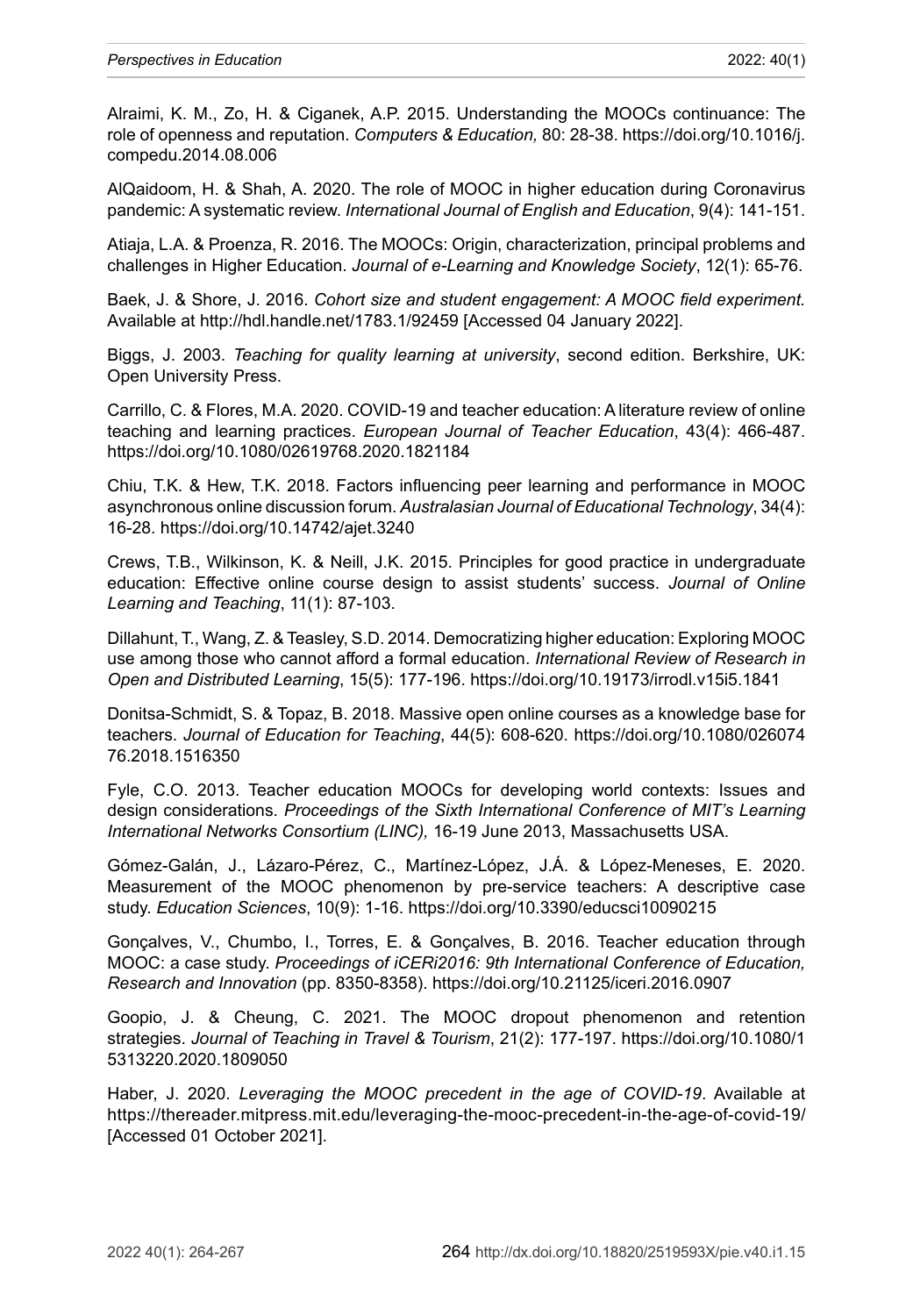Alraimi, K. M., Zo, H. & Ciganek, A.P. 2015. Understanding the MOOCs continuance: The role of openness and reputation. *Computers & Education,* 80: 28-38. https://doi.org/10.1016/j.compedu.2014.08.006

AlQaidoom, H. & Shah, A. 2020. The role of MOOC in higher education during Coronavirus pandemic: A systematic review. *International Journal of English and Education*, 9(4): 141-151.

Atiaja, L.A. & Proenza, R. 2016. The MOOCs: Origin, characterization, principal problems and challenges in Higher Education. *Journal of e-Learning and Knowledge Society*, 12(1): 65-76.

Baek, J. & Shore, J. 2016. *Cohort size and student engagement: A MOOC field experiment.* Available at http://hdl.handle.net/1783.1/92459 [Accessed 04 January 2022].

Biggs, J. 2003. *Teaching for quality learning at university*, second edition. Berkshire, UK: Open University Press.

Carrillo, C. & Flores, M.A. 2020. COVID-19 and teacher education: A literature review of online teaching and learning practices. *European Journal of Teacher Education*, 43(4): 466-487. https://doi.org/10.1080/02619768.2020.1821184

Chiu, T.K. & Hew, T.K. 2018. Factors influencing peer learning and performance in MOOC asynchronous online discussion forum. *Australasian Journal of Educational Technology*, 34(4): 16-28. https://doi.org/10.14742/ajet.3240

Crews, T.B., Wilkinson, K. & Neill, J.K. 2015. Principles for good practice in undergraduate education: Effective online course design to assist students' success. *Journal of Online Learning and Teaching*, 11(1): 87-103.

Dillahunt, T., Wang, Z. & Teasley, S.D. 2014. Democratizing higher education: Exploring MOOC use among those who cannot afford a formal education. *International Review of Research in Open and Distributed Learning*, 15(5): 177-196. https://doi.org/10.19173/irrodl.v15i5.1841

Donitsa-Schmidt, S. & Topaz, B. 2018. Massive open online courses as a knowledge base for teachers. *Journal of Education for Teaching*, 44(5): 608-620. https://doi.org/10.1080/02607476.2018.1516350

Fyle, C.O. 2013. Teacher education MOOCs for developing world contexts: Issues and design considerations. *Proceedings of the Sixth International Conference of MIT's Learning International Networks Consortium (LINC),* 16-19 June 2013, Massachusetts USA.

Gómez-Galán, J., Lázaro-Pérez, C., Martínez-López, J.Á. & López-Meneses, E. 2020. Measurement of the MOOC phenomenon by pre-service teachers: A descriptive case study. *Education Sciences*, 10(9): 1-16. https://doi.org/10.3390/educsci10090215

Gonçalves, V., Chumbo, I., Torres, E. & Gonçalves, B. 2016. Teacher education through MOOC: a case study. *Proceedings of iCERi2016: 9th International Conference of Education, Research and Innovation* (pp. 8350-8358). https://doi.org/10.21125/iceri.2016.0907

Goopio, J. & Cheung, C. 2021. The MOOC dropout phenomenon and retention strategies. *Journal of Teaching in Travel & Tourism*, 21(2): 177-197. https://doi.org/10.1080/15313220.2020.1809050

Haber, J. 2020. *Leveraging the MOOC precedent in the age of COVID-19*. Available at https://thereader.mitpress.mit.edu/leveraging-the-mooc-precedent-in-the-age-of-covid-19/ [Accessed 01 October 2021].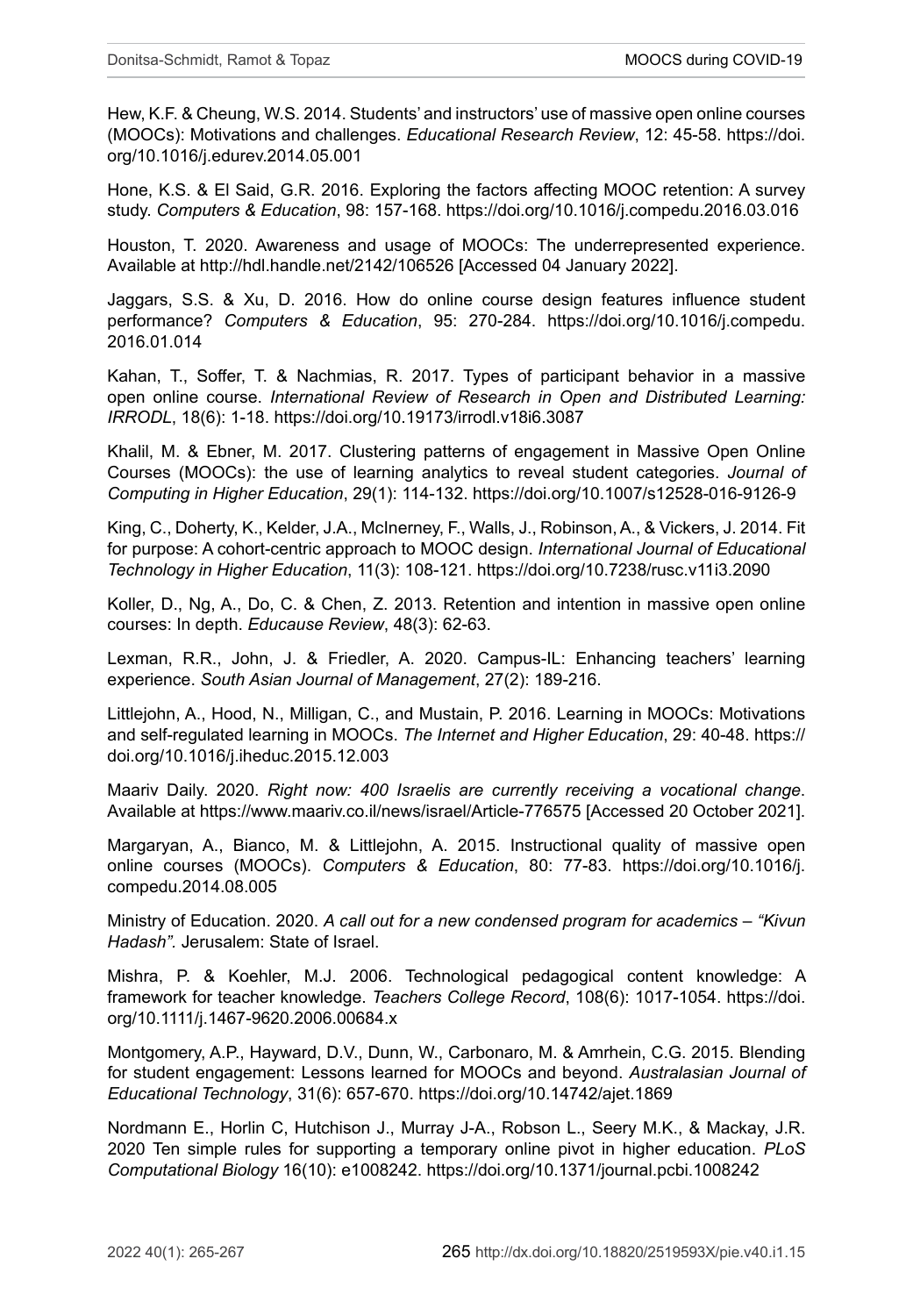Hew, K.F. & Cheung, W.S. 2014. Students' and instructors' use of massive open online courses (MOOCs): Motivations and challenges. *Educational Research Review*, 12: 45-58. https://doi.org/10.1016/j.edurev.2014.05.001

Hone, K.S. & El Said, G.R. 2016. Exploring the factors affecting MOOC retention: A survey study. *Computers & Education*, 98: 157-168. https://doi.org/10.1016/j.compedu.2016.03.016

Houston, T. 2020. Awareness and usage of MOOCs: The underrepresented experience. Available at http://hdl.handle.net/2142/106526 [Accessed 04 January 2022].

Jaggars, S.S. & Xu, D. 2016. How do online course design features influence student performance? *Computers & Education*, 95: 270-284. https://doi.org/10.1016/j.compedu.2016.01.014

Kahan, T., Soffer, T. & Nachmias, R. 2017. Types of participant behavior in a massive open online course. *International Review of Research in Open and Distributed Learning: IRRODL*, 18(6): 1-18. https://doi.org/10.19173/irrodl.v18i6.3087

Khalil, M. & Ebner, M. 2017. Clustering patterns of engagement in Massive Open Online Courses (MOOCs): the use of learning analytics to reveal student categories. *Journal of Computing in Higher Education*, 29(1): 114-132. https://doi.org/10.1007/s12528-016-9126-9

King, C., Doherty, K., Kelder, J.A., McInerney, F., Walls, J., Robinson, A., & Vickers, J. 2014. Fit for purpose: A cohort-centric approach to MOOC design. *International Journal of Educational Technology in Higher Education*, 11(3): 108-121. https://doi.org/10.7238/rusc.v11i3.2090

Koller, D., Ng, A., Do, C. & Chen, Z. 2013. Retention and intention in massive open online courses: In depth. *Educause Review*, 48(3): 62-63.

Lexman, R.R., John, J. & Friedler, A. 2020. Campus-IL: Enhancing teachers' learning experience. *South Asian Journal of Management*, 27(2): 189-216.

Littlejohn, A., Hood, N., Milligan, C., and Mustain, P. 2016. Learning in MOOCs: Motivations and self-regulated learning in MOOCs. *The Internet and Higher Education*, 29: 40-48. https://doi.org/10.1016/j.iheduc.2015.12.003

Maariv Daily. 2020. *Right now: 400 Israelis are currently receiving a vocational change*. Available at https://www.maariv.co.il/news/israel/Article-776575 [Accessed 20 October 2021].

Margaryan, A., Bianco, M. & Littlejohn, A. 2015. Instructional quality of massive open online courses (MOOCs). *Computers & Education*, 80: 77-83. https://doi.org/10.1016/j.compedu.2014.08.005

Ministry of Education. 2020. *A call out for a new condensed program for academics – "Kivun Hadash"*. Jerusalem: State of Israel.

Mishra, P. & Koehler, M.J. 2006. Technological pedagogical content knowledge: A framework for teacher knowledge. *Teachers College Record*, 108(6): 1017-1054. https://doi.org/10.1111/j.1467-9620.2006.00684.x

Montgomery, A.P., Hayward, D.V., Dunn, W., Carbonaro, M. & Amrhein, C.G. 2015. Blending for student engagement: Lessons learned for MOOCs and beyond. *Australasian Journal of Educational Technology*, 31(6): 657-670. https://doi.org/10.14742/ajet.1869

Nordmann E., Horlin C, Hutchison J., Murray J-A., Robson L., Seery M.K., & Mackay, J.R. 2020 Ten simple rules for supporting a temporary online pivot in higher education. *PLoS Computational Biology* 16(10): e1008242. https://doi.org/10.1371/journal.pcbi.1008242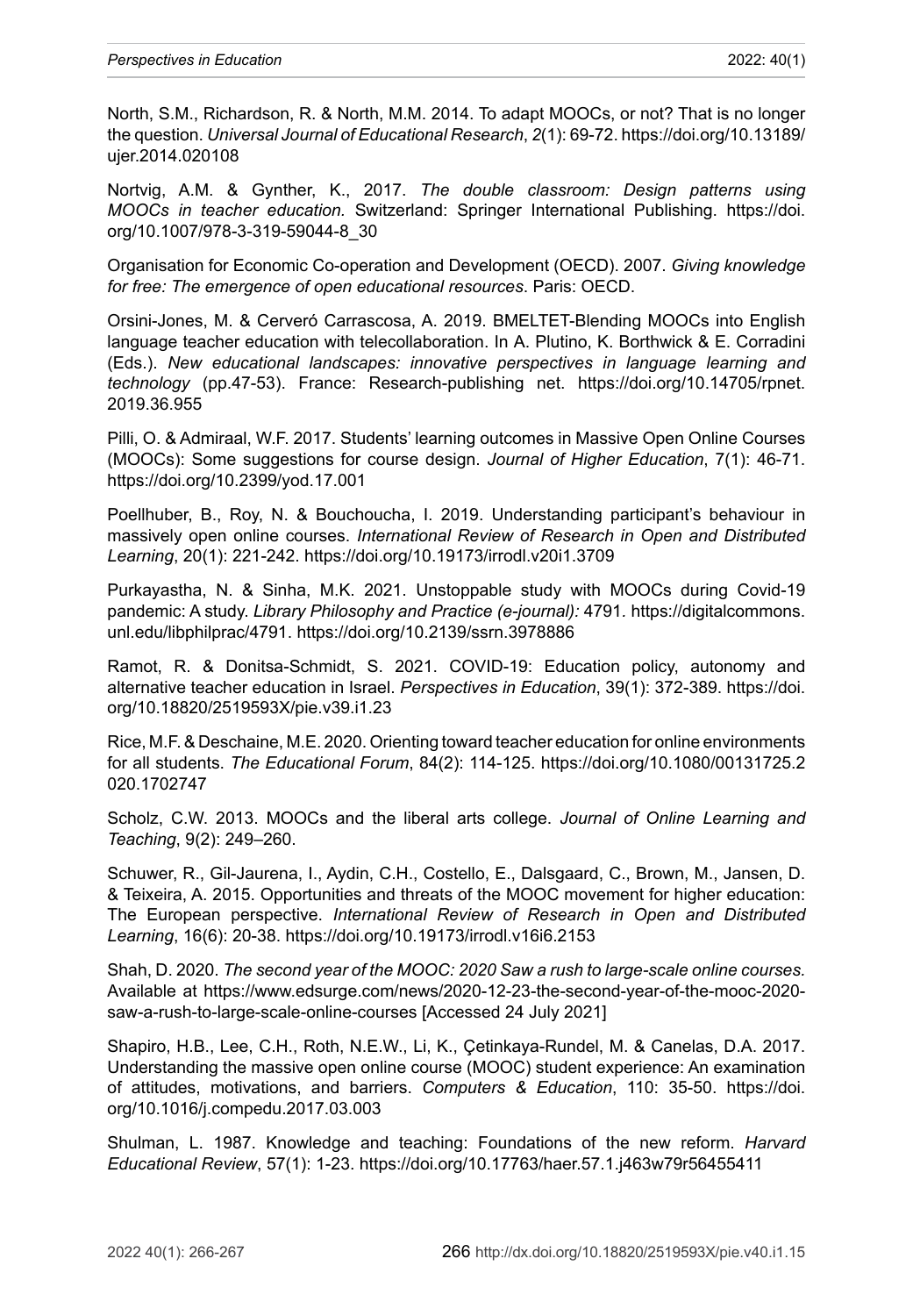North, S.M., Richardson, R. & North, M.M. 2014. To adapt MOOCs, or not? That is no longer the question. *Universal Journal of Educational Research*, *2*(1): 69-72. https://doi.org/10.13189/ujer.2014.020108

Nortvig, A.M. & Gynther, K., 2017. *The double classroom: Design patterns using MOOCs in teacher education.* Switzerland: Springer International Publishing. https://doi.org/10.1007/978-3-319-59044-8_30

Organisation for Economic Co-operation and Development (OECD). 2007. *Giving knowledge for free: The emergence of open educational resources*. Paris: OECD.

Orsini-Jones, M. & Cerveró Carrascosa, A. 2019. BMELTET-Blending MOOCs into English language teacher education with telecollaboration. In A. Plutino, K. Borthwick & E. Corradini (Eds.). *New educational landscapes: innovative perspectives in language learning and technology* (pp.47-53). France: Research-publishing net. https://doi.org/10.14705/rpnet.2019.36.955

Pilli, O. & Admiraal, W.F. 2017. Students' learning outcomes in Massive Open Online Courses (MOOCs): Some suggestions for course design. *Journal of Higher Education*, 7(1): 46-71. https://doi.org/10.2399/yod.17.001

Poellhuber, B., Roy, N. & Bouchoucha, I. 2019. Understanding participant's behaviour in massively open online courses. *International Review of Research in Open and Distributed Learning*, 20(1): 221-242. https://doi.org/10.19173/irrodl.v20i1.3709

Purkayastha, N. & Sinha, M.K. 2021. Unstoppable study with MOOCs during Covid-19 pandemic: A study. *Library Philosophy and Practice (e-journal):* 4791. https://digitalcommons.unl.edu/libphilprac/4791. https://doi.org/10.2139/ssrn.3978886

Ramot, R. & Donitsa-Schmidt, S. 2021. COVID-19: Education policy, autonomy and alternative teacher education in Israel. *Perspectives in Education*, 39(1): 372-389. https://doi.org/10.18820/2519593X/pie.v39.i1.23

Rice, M.F. & Deschaine, M.E. 2020. Orienting toward teacher education for online environments for all students. *The Educational Forum*, 84(2): 114-125. https://doi.org/10.1080/00131725.2020.1702747

Scholz, C.W. 2013. MOOCs and the liberal arts college. *Journal of Online Learning and Teaching*, 9(2): 249–260.

Schuwer, R., Gil-Jaurena, I., Aydin, C.H., Costello, E., Dalsgaard, C., Brown, M., Jansen, D. & Teixeira, A. 2015. Opportunities and threats of the MOOC movement for higher education: The European perspective. *International Review of Research in Open and Distributed Learning*, 16(6): 20-38. https://doi.org/10.19173/irrodl.v16i6.2153

Shah, D. 2020. *The second year of the MOOC: 2020 Saw a rush to large-scale online courses.* Available at https://www.edsurge.com/news/2020-12-23-the-second-year-of-the-mooc-2020-saw-a-rush-to-large-scale-online-courses [Accessed 24 July 2021]

Shapiro, H.B., Lee, C.H., Roth, N.E.W., Li, K., Çetinkaya-Rundel, M. & Canelas, D.A. 2017. Understanding the massive open online course (MOOC) student experience: An examination of attitudes, motivations, and barriers. *Computers & Education*, 110: 35-50. https://doi.org/10.1016/j.compedu.2017.03.003

Shulman, L. 1987. Knowledge and teaching: Foundations of the new reform. *Harvard Educational Review*, 57(1): 1-23. https://doi.org/10.17763/haer.57.1.j463w79r56455411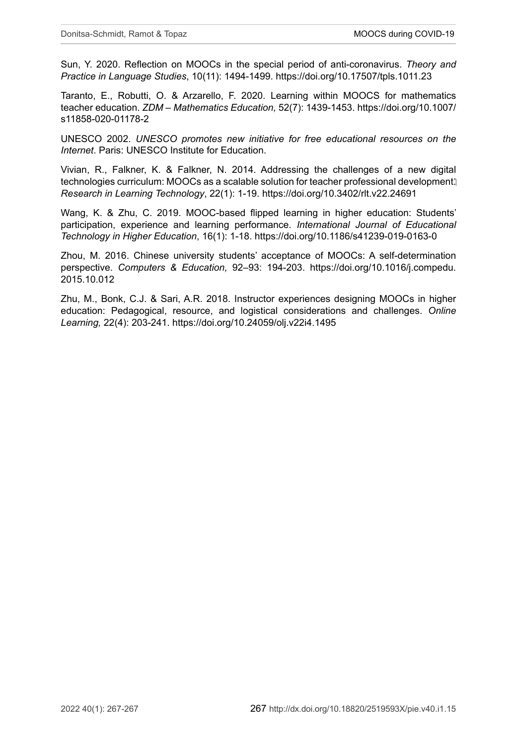Sun, Y. 2020. Reflection on MOOCs in the special period of anti-coronavirus. *Theory and Practice in Language Studies*, 10(11): 1494-1499. https://doi.org/10.17507/tpls.1011.23

Taranto, E., Robutti, O. & Arzarello, F. 2020. Learning within MOOCS for mathematics teacher education. *ZDM – Mathematics Education,* 52(7): 1439-1453. https://doi.org/10.1007/s11858-020-01178-2

UNESCO 2002. *UNESCO promotes new initiative for free educational resources on the Internet*. Paris: UNESCO Institute for Education.

Vivian, R., Falkner, K. & Falkner, N. 2014. Addressing the challenges of a new digital technologies curriculum: MOOCs as a scalable solution for teacher professional development. *Research in Learning Technology*, 22(1): 1-19. https://doi.org/10.3402/rlt.v22.24691

Wang, K. & Zhu, C. 2019. MOOC-based flipped learning in higher education: Students' participation, experience and learning performance. *International Journal of Educational Technology in Higher Education*, 16(1): 1-18. https://doi.org/10.1186/s41239-019-0163-0

Zhou, M. 2016. Chinese university students' acceptance of MOOCs: A self-determination perspective. *Computers & Education,* 92–93: 194-203. https://doi.org/10.1016/j.compedu.2015.10.012

Zhu, M., Bonk, C.J. & Sari, A.R. 2018. Instructor experiences designing MOOCs in higher education: Pedagogical, resource, and logistical considerations and challenges. *Online Learning,* 22(4): 203-241. https://doi.org/10.24059/olj.v22i4.1495